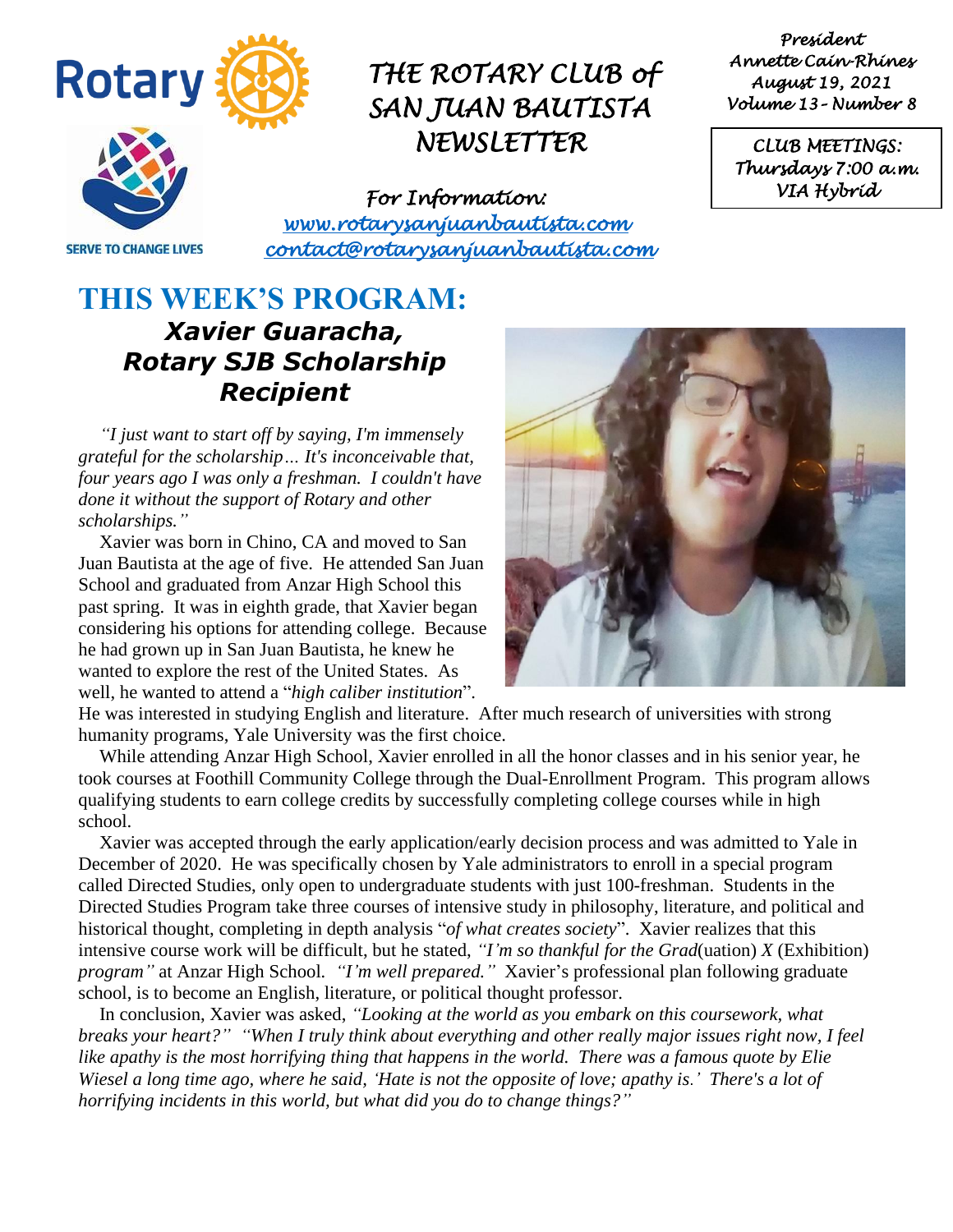# THE ROTARY CLUB of SAN JUAN BAUTISTA NEWSLETTER

Rotary

SERVE TO CHANGE LIVES

*President*
*Annette Cain-Rhines*
*August 19, 2021*
*Volume 13 - Number 8*

*CLUB MEETINGS:*
*Thursdays 7:00 a.m.*
*VIA Hybrid*

*For Information:*
*www.rotarysanjuanbautista.com*
*contact@rotarysanjuanbautista.com*

## THIS WEEK'S PROGRAM:

### *Xavier Guaracha, Rotary SJB Scholarship Recipient*

*"I just want to start off by saying, I'm immensely grateful for the scholarship… It's inconceivable that, four years ago I was only a freshman. I couldn't have done it without the support of Rotary and other scholarships."*

Xavier was born in Chino, CA and moved to San Juan Bautista at the age of five. He attended San Juan School and graduated from Anzar High School this past spring. It was in eighth grade, that Xavier began considering his options for attending college. Because he had grown up in San Juan Bautista, he knew he wanted to explore the rest of the United States. As well, he wanted to attend a "*high caliber institution*". He was interested in studying English and literature. After much research of universities with strong humanity programs, Yale University was the first choice.

While attending Anzar High School, Xavier enrolled in all the honor classes and in his senior year, he took courses at Foothill Community College through the Dual-Enrollment Program. This program allows qualifying students to earn college credits by successfully completing college courses while in high school.

Xavier was accepted through the early application/early decision process and was admitted to Yale in December of 2020. He was specifically chosen by Yale administrators to enroll in a special program called Directed Studies, only open to undergraduate students with just 100-freshman. Students in the Directed Studies Program take three courses of intensive study in philosophy, literature, and political and historical thought, completing in depth analysis "*of what creates society*". Xavier realizes that this intensive course work will be difficult, but he stated, *"I'm so thankful for the Grad*(uation) *X* (Exhibition) *program"* at Anzar High School. *"I'm well prepared."* Xavier's professional plan following graduate school, is to become an English, literature, or political thought professor.

In conclusion, Xavier was asked, *"Looking at the world as you embark on this coursework, what breaks your heart?" "When I truly think about everything and other really major issues right now, I feel like apathy is the most horrifying thing that happens in the world. There was a famous quote by Elie Wiesel a long time ago, where he said, 'Hate is not the opposite of love; apathy is.' There's a lot of horrifying incidents in this world, but what did you do to change things?"*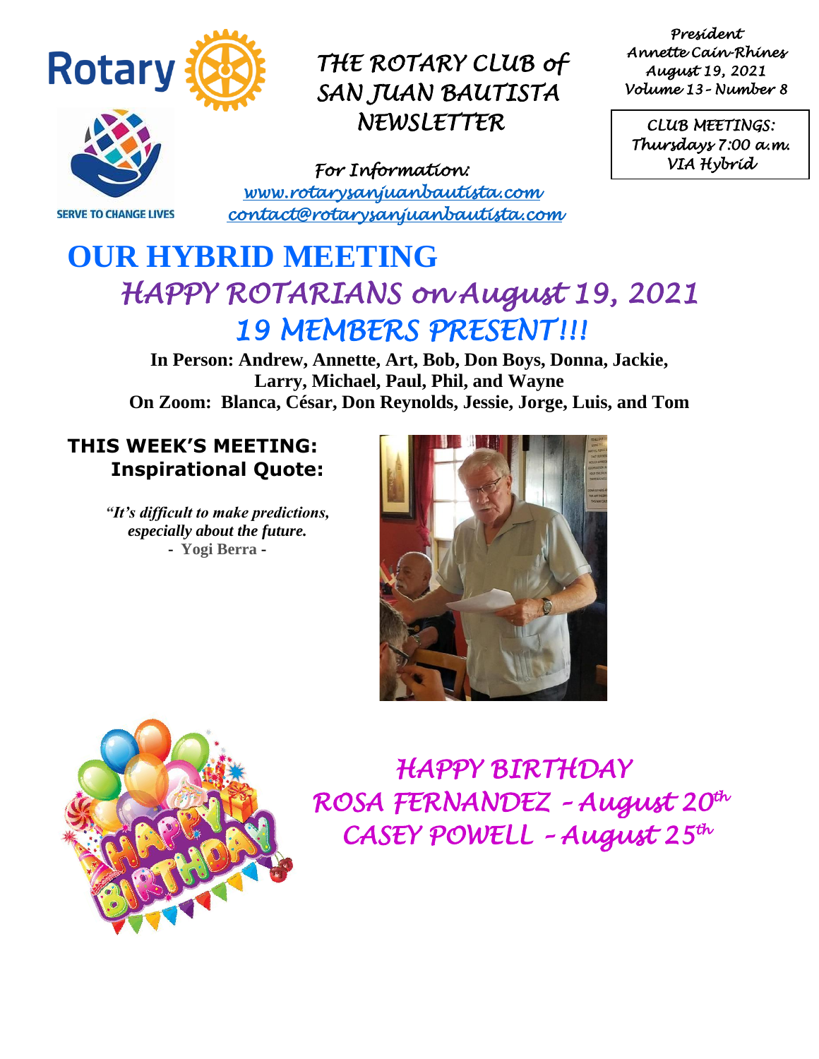THE ROTARY CLUB of SAN JUAN BAUTISTA NEWSLETTER

*President*
*Annette Cain-Rhines*
*August 19, 2021*
*Volume 13 - Number 8*

CLUB MEETINGS:
Thursdays 7:00 a.m.
VIA Hybrid

For Information:
www.rotarysanjuanbautista.com
contact@rotarysanjuanbautista.com

# OUR HYBRID MEETING

## HAPPY ROTARIANS on August 19, 2021

## 19 MEMBERS PRESENT!!!

**In Person: Andrew, Annette, Art, Bob, Don Boys, Donna, Jackie, Larry, Michael, Paul, Phil, and Wayne**
**On Zoom: Blanca, César, Don Reynolds, Jessie, Jorge, Luis, and Tom**

### THIS WEEK'S MEETING:
### Inspirational Quote:

***"It's difficult to make predictions, especially about the future.***
**- Yogi Berra -**

## HAPPY BIRTHDAY
## ROSA FERNANDEZ – August 20th
## CASEY POWELL – August 25th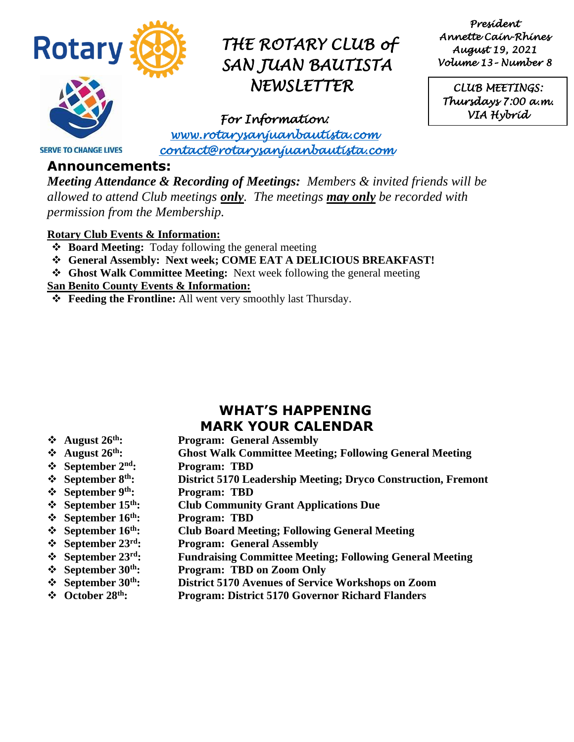# THE ROTARY CLUB of SAN JUAN BAUTISTA NEWSLETTER

*President*
*Annette Cain-Rhines*
*August 19, 2021*
*Volume 13 - Number 8*

*CLUB MEETINGS:*
*Thursdays 7:00 a.m.*
*VIA Hybrid*

*For Information:*
*www.rotarysanjuanbautista.com*
*contact@rotarysanjuanbautista.com*

SERVE TO CHANGE LIVES

## Announcements:

***Meeting Attendance & Recording of Meetings:*** *Members & invited friends will be allowed to attend Club meetings **only**. The meetings **may only** be recorded with permission from the Membership.*

**Rotary Club Events & Information:**

- **Board Meeting:** Today following the general meeting
- **General Assembly: Next week; COME EAT A DELICIOUS BREAKFAST!**
- **Ghost Walk Committee Meeting:** Next week following the general meeting

**San Benito County Events & Information:**

- **Feeding the Frontline:** All went very smoothly last Thursday.

## WHAT'S HAPPENING
## MARK YOUR CALENDAR

- **August 26th:** **Program: General Assembly**
- **August 26th:** **Ghost Walk Committee Meeting; Following General Meeting**
- **September 2nd:** **Program: TBD**
- **September 8th:** **District 5170 Leadership Meeting; Dryco Construction, Fremont**
- **September 9th:** **Program: TBD**
- **September 15th:** **Club Community Grant Applications Due**
- **September 16th:** **Program: TBD**
- **September 16th:** **Club Board Meeting; Following General Meeting**
- **September 23rd:** **Program: General Assembly**
- **September 23rd:** **Fundraising Committee Meeting; Following General Meeting**
- **September 30th:** **Program: TBD on Zoom Only**
- **September 30th:** **District 5170 Avenues of Service Workshops on Zoom**
- **October 28th:** **Program: District 5170 Governor Richard Flanders**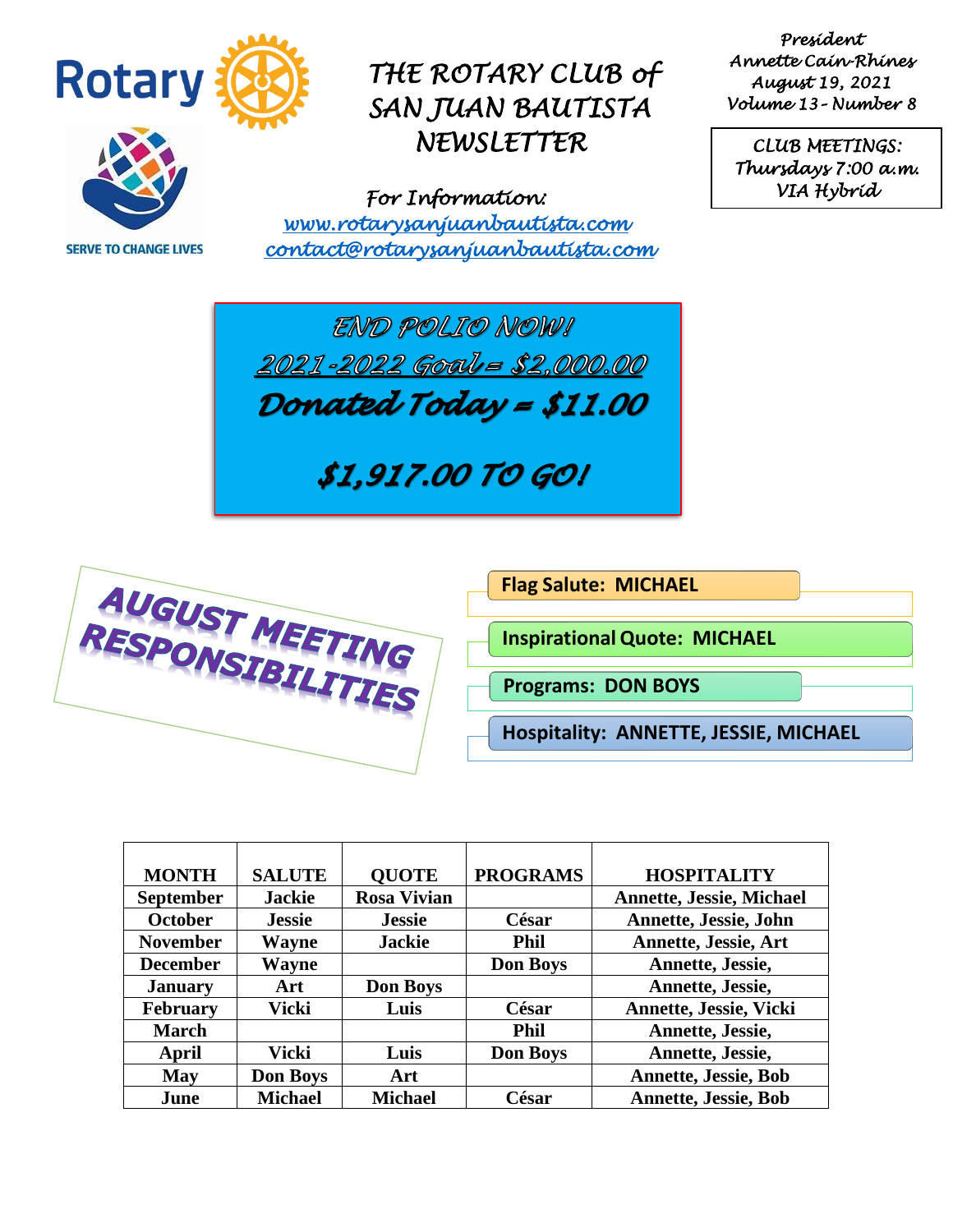Rotary

SERVE TO CHANGE LIVES

# THE ROTARY CLUB of SAN JUAN BAUTISTA NEWSLETTER

President
Annette Cain-Rhines
August 19, 2021
Volume 13 - Number 8

CLUB MEETINGS:
Thursdays 7:00 a.m.
VIA Hybrid

For Information:
www.rotarysanjuanbautista.com
contact@rotarysanjuanbautista.com

## END POLIO NOW!

2021-2022 Goal = $2,000.00

**Donated Today = $11.00**

**$1,917.00 TO GO!**

## AUGUST MEETING RESPONSIBILITIES

- **Flag Salute: MICHAEL**
- **Inspirational Quote: MICHAEL**
- **Programs: DON BOYS**
- **Hospitality: ANNETTE, JESSIE, MICHAEL**

| MONTH | SALUTE | QUOTE | PROGRAMS | HOSPITALITY |
|---|---|---|---|---|
| September | Jackie | Rosa Vivian | | Annette, Jessie, Michael |
| October | Jessie | Jessie | César | Annette, Jessie, John |
| November | Wayne | Jackie | Phil | Annette, Jessie, Art |
| December | Wayne | | Don Boys | Annette, Jessie, |
| January | Art | Don Boys | | Annette, Jessie, |
| February | Vicki | Luis | César | Annette, Jessie, Vicki |
| March | | | Phil | Annette, Jessie, |
| April | Vicki | Luis | Don Boys | Annette, Jessie, |
| May | Don Boys | Art | | Annette, Jessie, Bob |
| June | Michael | Michael | César | Annette, Jessie, Bob |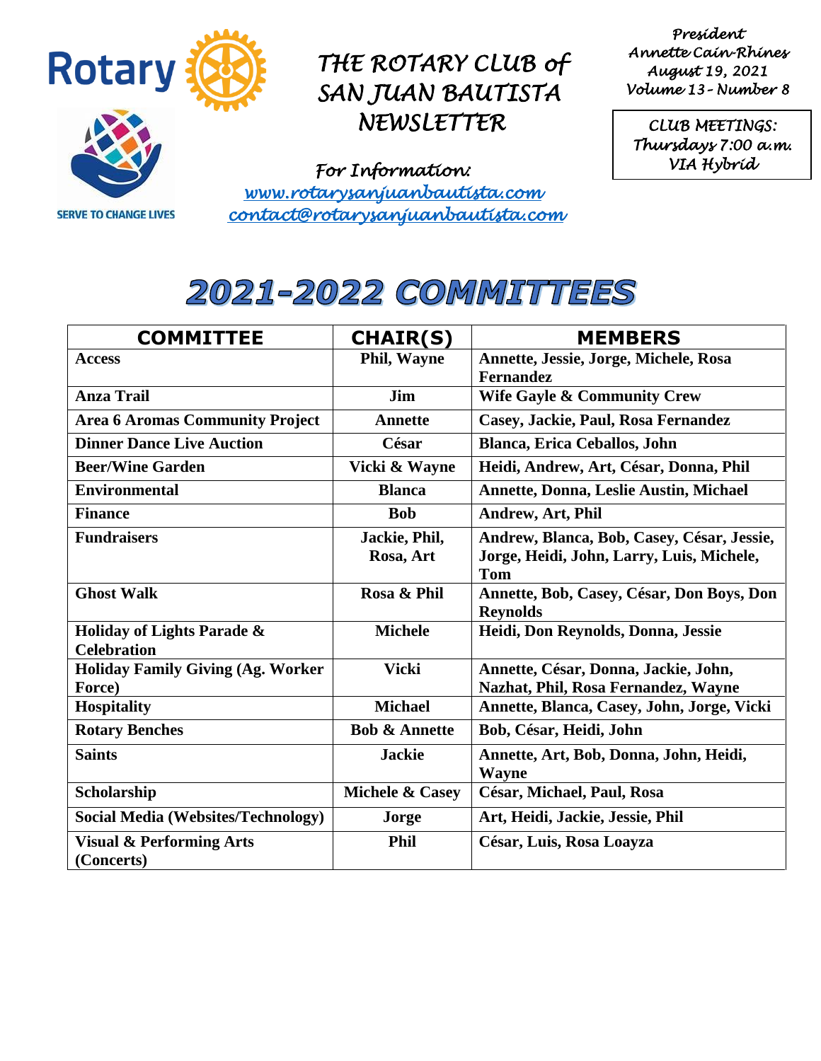Rotary

SERVE TO CHANGE LIVES

# *THE ROTARY CLUB of SAN JUAN BAUTISTA NEWSLETTER*

*President*
*Annette Cain-Rhines*
*August 19, 2021*
*Volume 13 - Number 8*

*CLUB MEETINGS:*
*Thursdays 7:00 a.m.*
*VIA Hybrid*

*For Information:*
[www.rotarysanjuanbautista.com](http://www.rotarysanjuanbautista.com)
[contact@rotarysanjuanbautista.com](mailto:contact@rotarysanjuanbautista.com)

# 2021-2022 COMMITTEES

| COMMITTEE | CHAIR(S) | MEMBERS |
|---|---|---|
| **Access** | **Phil, Wayne** | **Annette, Jessie, Jorge, Michele, Rosa Fernandez** |
| **Anza Trail** | **Jim** | **Wife Gayle & Community Crew** |
| **Area 6 Aromas Community Project** | **Annette** | **Casey, Jackie, Paul, Rosa Fernandez** |
| **Dinner Dance Live Auction** | **César** | **Blanca, Erica Ceballos, John** |
| **Beer/Wine Garden** | **Vicki & Wayne** | **Heidi, Andrew, Art, César, Donna, Phil** |
| **Environmental** | **Blanca** | **Annette, Donna, Leslie Austin, Michael** |
| **Finance** | **Bob** | **Andrew, Art, Phil** |
| **Fundraisers** | **Jackie, Phil, Rosa, Art** | **Andrew, Blanca, Bob, Casey, César, Jessie, Jorge, Heidi, John, Larry, Luis, Michele, Tom** |
| **Ghost Walk** | **Rosa & Phil** | **Annette, Bob, Casey, César, Don Boys, Don Reynolds** |
| **Holiday of Lights Parade & Celebration** | **Michele** | **Heidi, Don Reynolds, Donna, Jessie** |
| **Holiday Family Giving (Ag. Worker Force)** | **Vicki** | **Annette, César, Donna, Jackie, John, Nazhat, Phil, Rosa Fernandez, Wayne** |
| **Hospitality** | **Michael** | **Annette, Blanca, Casey, John, Jorge, Vicki** |
| **Rotary Benches** | **Bob & Annette** | **Bob, César, Heidi, John** |
| **Saints** | **Jackie** | **Annette, Art, Bob, Donna, John, Heidi, Wayne** |
| **Scholarship** | **Michele & Casey** | **César, Michael, Paul, Rosa** |
| **Social Media (Websites/Technology)** | **Jorge** | **Art, Heidi, Jackie, Jessie, Phil** |
| **Visual & Performing Arts (Concerts)** | **Phil** | **César, Luis, Rosa Loayza** |